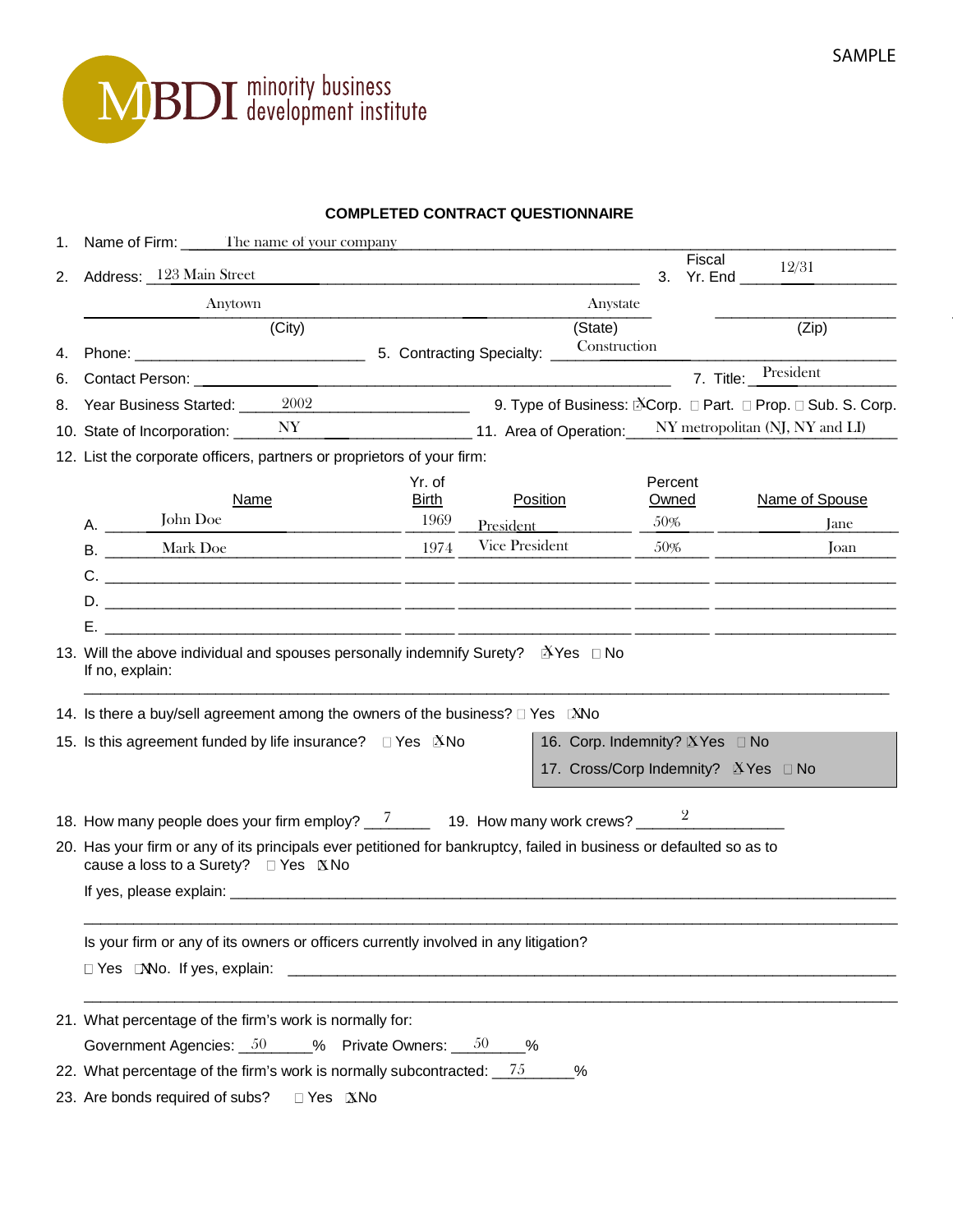SAMPLE

MBDI minority business development institute

## COMPLETED CONTRACT QUESTIONNAIRE

1. Name of Firm: The name of your company
2. Address: 123 Main Street
3. Fiscal Yr. End: 12/31

Anytown (City) Anystate (State) (Zip)

4. Phone: ____________
5. Contracting Specialty: Construction
6. Contact Person: ____________
7. Title: President
8. Year Business Started: 2002
9. Type of Business: ☒ Corp. ☐ Part. ☐ Prop. ☐ Sub. S. Corp.
10. State of Incorporation: NY
11. Area of Operation: NY metropolitan (NJ, NY and LI)
12. List the corporate officers, partners or proprietors of your firm:

| | Name | Yr. of Birth | Position | Percent Owned | Name of Spouse |
|---|---|---|---|---|---|
| A. | John Doe | 1969 | President | 50% | Jane |
| B. | Mark Doe | 1974 | Vice President | 50% | Joan |
| C. | | | | | |
| D. | | | | | |
| E. | | | | | |

13. Will the above individual and spouses personally indemnify Surety? ☒ Yes ☐ No
    If no, explain:
14. Is there a buy/sell agreement among the owners of the business? ☐ Yes ☒ No
15. Is this agreement funded by life insurance? ☐ Yes ☒ No
16. Corp. Indemnity? ☒ Yes ☐ No
17. Cross/Corp Indemnity? ☒ Yes ☐ No
18. How many people does your firm employ? 7
19. How many work crews? 2
20. Has your firm or any of its principals ever petitioned for bankruptcy, failed in business or defaulted so as to cause a loss to a Surety? ☐ Yes ☒ No

    If yes, please explain: ____________

    Is your firm or any of its owners or officers currently involved in any litigation?

    ☐ Yes ☒ No. If yes, explain: ____________

21. What percentage of the firm's work is normally for:

    Government Agencies: 50 % Private Owners: 50 %

22. What percentage of the firm's work is normally subcontracted: 75 %
23. Are bonds required of subs? ☐ Yes ☒ No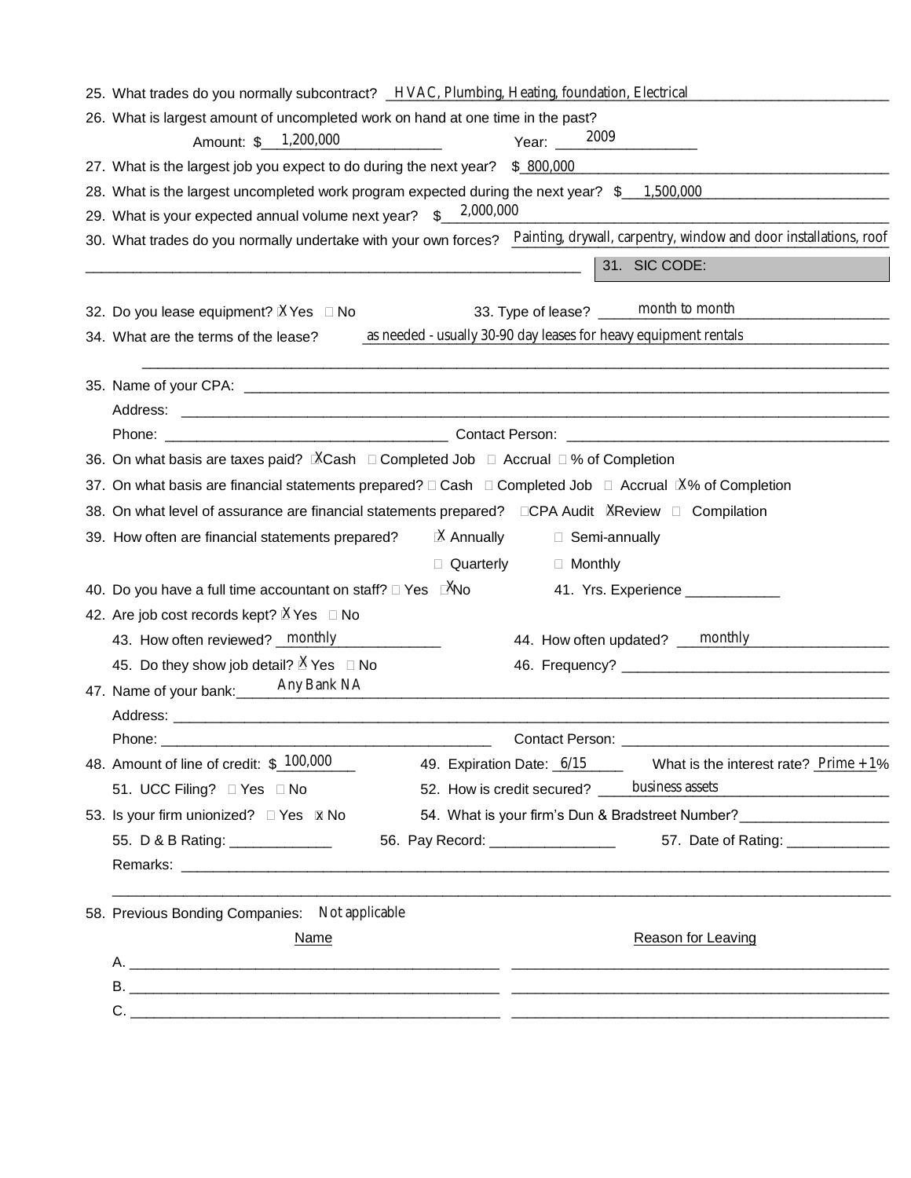25. What trades do you normally subcontract? HVAC, Plumbing, Heating, foundation, Electrical

26. What is largest amount of uncompleted work on hand at one time in the past?

  Amount: $ 1,200,000  Year: 2009

27. What is the largest job you expect to do during the next year? $ 800,000

28. What is the largest uncompleted work program expected during the next year? $ 1,500,000

29. What is your expected annual volume next year? $ 2,000,000

30. What trades do you normally undertake with your own forces? Painting, drywall, carpentry, window and door installations, roof

31. SIC CODE:

32. Do you lease equipment? ☒ Yes ☐ No

33. Type of lease? month to month

34. What are the terms of the lease? as needed - usually 30-90 day leases for heavy equipment rentals

35. Name of your CPA: ______

  Address: ______

  Phone: ______ Contact Person: ______

36. On what basis are taxes paid? ☒ Cash ☐ Completed Job ☐ Accrual ☐ % of Completion

37. On what basis are financial statements prepared? ☐ Cash ☐ Completed Job ☐ Accrual ☒ % of Completion

38. On what level of assurance are financial statements prepared? ☐ CPA Audit ☒ Review ☐ Compilation

39. How often are financial statements prepared? ☒ Annually ☐ Semi-annually ☐ Quarterly ☐ Monthly

40. Do you have a full time accountant on staff? ☐ Yes ☒ No

41. Yrs. Experience ______

42. Are job cost records kept? ☒ Yes ☐ No

  43. How often reviewed? monthly

  44. How often updated? monthly

  45. Do they show job detail? ☒ Yes ☐ No

  46. Frequency? ______

47. Name of your bank: Any Bank NA

  Address: ______

  Phone: ______ Contact Person: ______

48. Amount of line of credit: $ 100,000

49. Expiration Date: 6/15

What is the interest rate? Prime + 1%

  51. UCC Filing? ☐ Yes ☐ No

  52. How is credit secured? business assets

53. Is your firm unionized? ☐ Yes ☒ No

54. What is your firm's Dun & Bradstreet Number? ______

  55. D & B Rating: ______

  56. Pay Record: ______

  57. Date of Rating: ______

  Remarks: ______

58. Previous Bonding Companies: Not applicable

| | Name | Reason for Leaving |
|---|---|---|
| A. | | |
| B. | | |
| C. | | |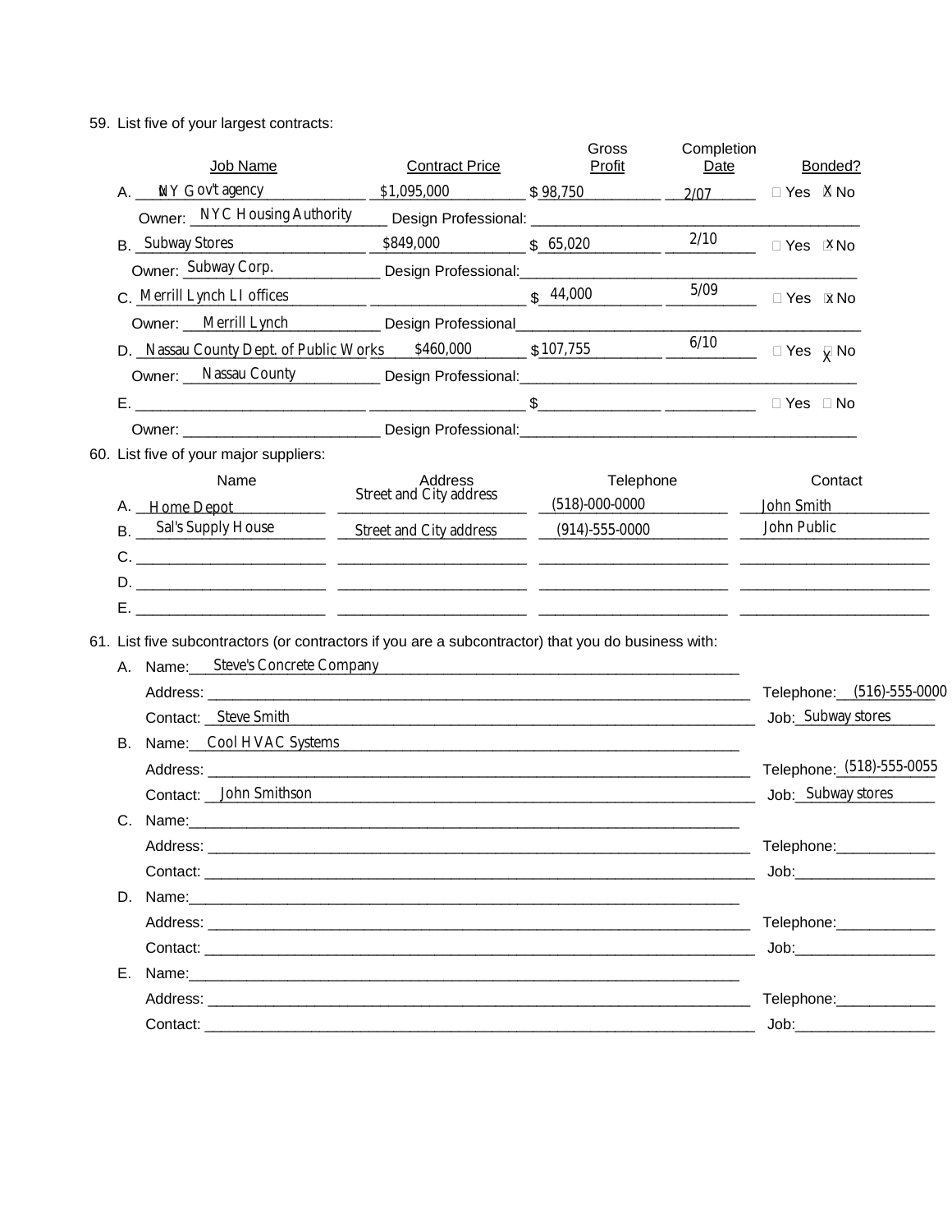59. List five of your largest contracts:

| | Job Name | Contract Price | Gross Profit | Completion Date | Bonded? |
|---|---|---|---|---|---|
| A. | NY Gov't agency | $1,095,000 | $ 98,750 | 2/07 | ☐ Yes ☒ No |
| | Owner: NYC Housing Authority | Design Professional: | | | |
| B. | Subway Stores | $849,000 | $ 65,020 | 2/10 | ☐ Yes ☒ No |
| | Owner: Subway Corp. | Design Professional: | | | |
| C. | Merrill Lynch LI offices | | $ 44,000 | 5/09 | ☐ Yes ☒ No |
| | Owner: Merrill Lynch | Design Professional | | | |
| D. | Nassau County Dept. of Public Works | $460,000 | $ 107,755 | 6/10 | ☐ Yes ☒ No |
| | Owner: Nassau County | Design Professional: | | | |
| E. | | | $ | | ☐ Yes ☐ No |
| | Owner: | Design Professional: | | | |

60. List five of your major suppliers:

| | Name | Address | Telephone | Contact |
|---|---|---|---|---|
| A. | Home Depot | Street and City address | (518)-000-0000 | John Smith |
| B. | Sal's Supply House | Street and City address | (914)-555-0000 | John Public |
| C. | | | | |
| D. | | | | |
| E. | | | | |

61. List five subcontractors (or contractors if you are a subcontractor) that you do business with:

A. Name: Steve's Concrete Company
   Address: ______ Telephone: (516)-555-0000
   Contact: Steve Smith Job: Subway stores

B. Name: Cool HVAC Systems
   Address: ______ Telephone: (518)-555-0055
   Contact: John Smithson Job: Subway stores

C. Name: ______
   Address: ______ Telephone: ______
   Contact: ______ Job: ______

D. Name: ______
   Address: ______ Telephone: ______
   Contact: ______ Job: ______

E. Name: ______
   Address: ______ Telephone: ______
   Contact: ______ Job: ______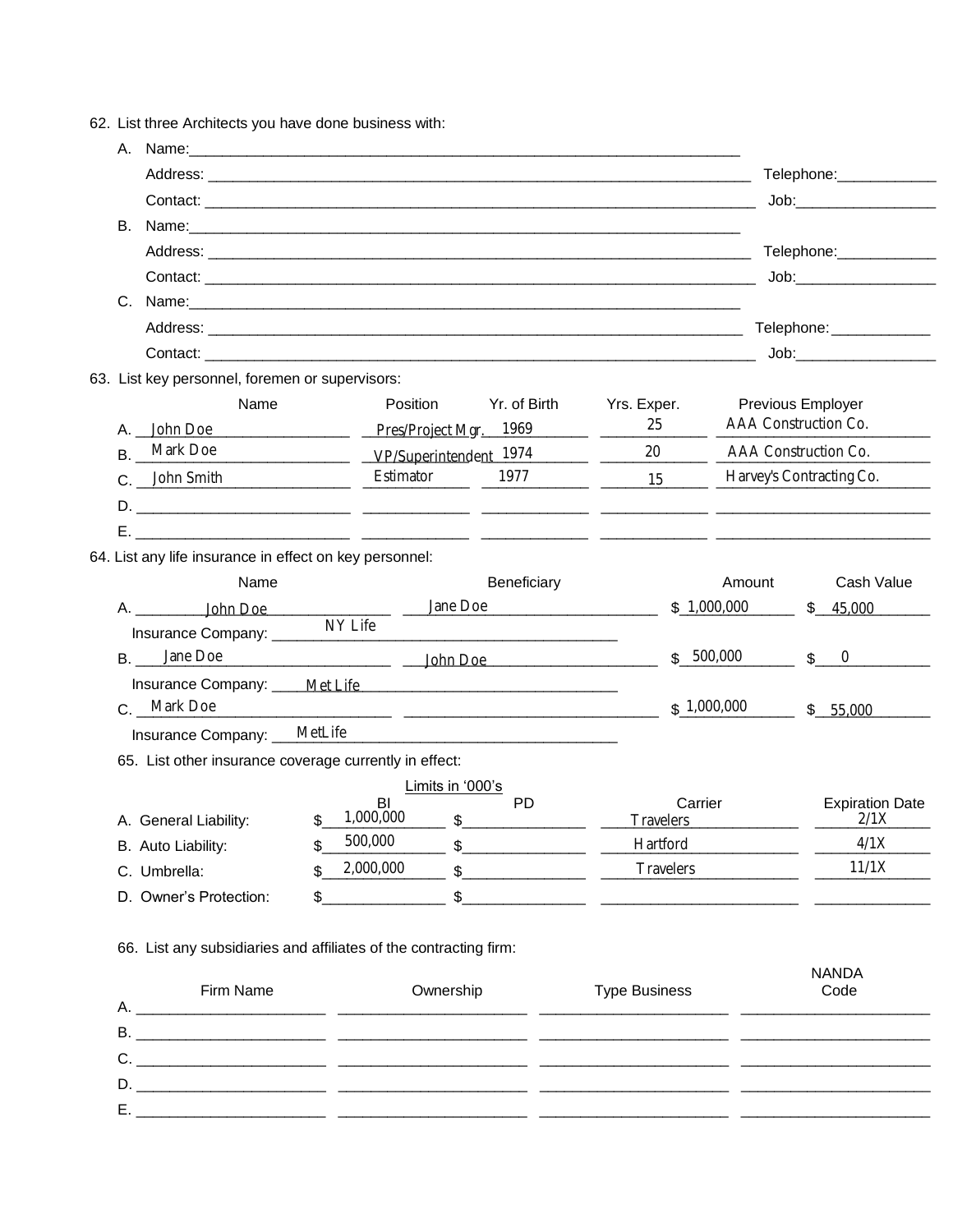62. List three Architects you have done business with:

A. Name: ______________________________

Address: ______________________________ Telephone: ____________

Contact: ______________________________ Job: ____________

B. Name: ______________________________

Address: ______________________________ Telephone: ____________

Contact: ______________________________ Job: ____________

C. Name: ______________________________

Address: ______________________________ Telephone: ____________

Contact: ______________________________ Job: ____________

63. List key personnel, foremen or supervisors:

| | Name | Position | Yr. of Birth | Yrs. Exper. | Previous Employer |
|---|---|---|---|---|---|
| A. | John Doe | Pres/Project Mgr. | 1969 | 25 | AAA Construction Co. |
| B. | Mark Doe | VP/Superintendent | 1974 | 20 | AAA Construction Co. |
| C. | John Smith | Estimator | 1977 | 15 | Harvey's Contracting Co. |
| D. | | | | | |
| E. | | | | | |

64. List any life insurance in effect on key personnel:

| | Name | Beneficiary | Amount | Cash Value |
|---|---|---|---|---|
| A. | John Doe | Jane Doe | $ 1,000,000 | $ 45,000 |
| | Insurance Company: NY Life | | | |
| B. | Jane Doe | John Doe | $ 500,000 | $ 0 |
| | Insurance Company: Met Life | | | |
| C. | Mark Doe | | $ 1,000,000 | $ 55,000 |
| | Insurance Company: MetLife | | | |

65. List other insurance coverage currently in effect:

| | Limits in '000's BI | PD | Carrier | Expiration Date |
|---|---|---|---|---|
| A. General Liability: | $ 1,000,000 | $ | Travelers | 2/1X |
| B. Auto Liability: | $ 500,000 | $ | Hartford | 4/1X |
| C. Umbrella: | $ 2,000,000 | $ | Travelers | 11/1X |
| D. Owner's Protection: | $ | $ | | |

66. List any subsidiaries and affiliates of the contracting firm:

| | Firm Name | Ownership | Type Business | NANDA Code |
|---|---|---|---|---|
| A. | | | | |
| B. | | | | |
| C. | | | | |
| D. | | | | |
| E. | | | | |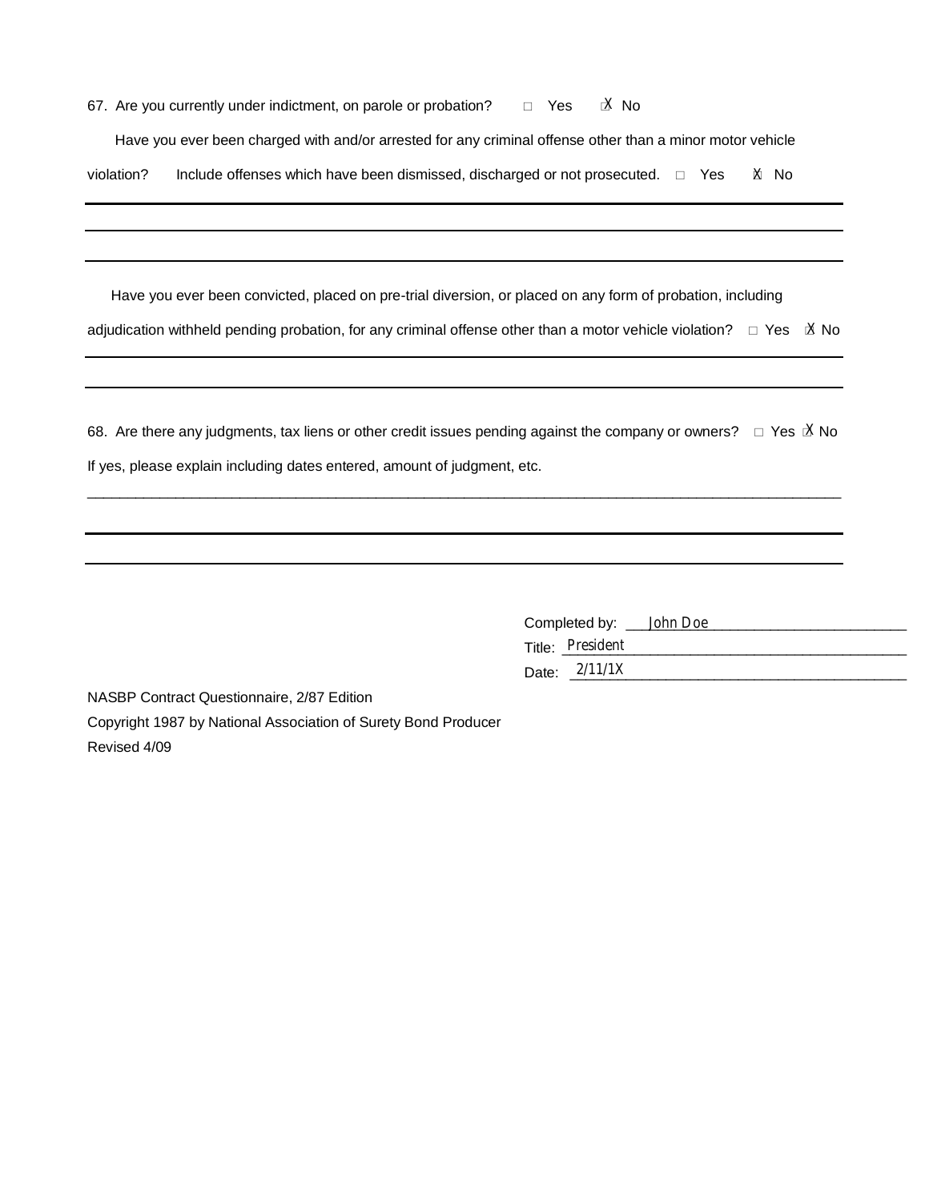67. Are you currently under indictment, on parole or probation? ☐ Yes ☒ No

Have you ever been charged with and/or arrested for any criminal offense other than a minor motor vehicle violation? Include offenses which have been dismissed, discharged or not prosecuted. ☐ Yes ☒ No

Have you ever been convicted, placed on pre-trial diversion, or placed on any form of probation, including adjudication withheld pending probation, for any criminal offense other than a motor vehicle violation? ☐ Yes ☒ No

68. Are there any judgments, tax liens or other credit issues pending against the company or owners? ☐ Yes ☒ No

If yes, please explain including dates entered, amount of judgment, etc.

Completed by: John Doe

Title: President

Date: 2/11/1X

NASBP Contract Questionnaire, 2/87 Edition

Copyright 1987 by National Association of Surety Bond Producer

Revised 4/09